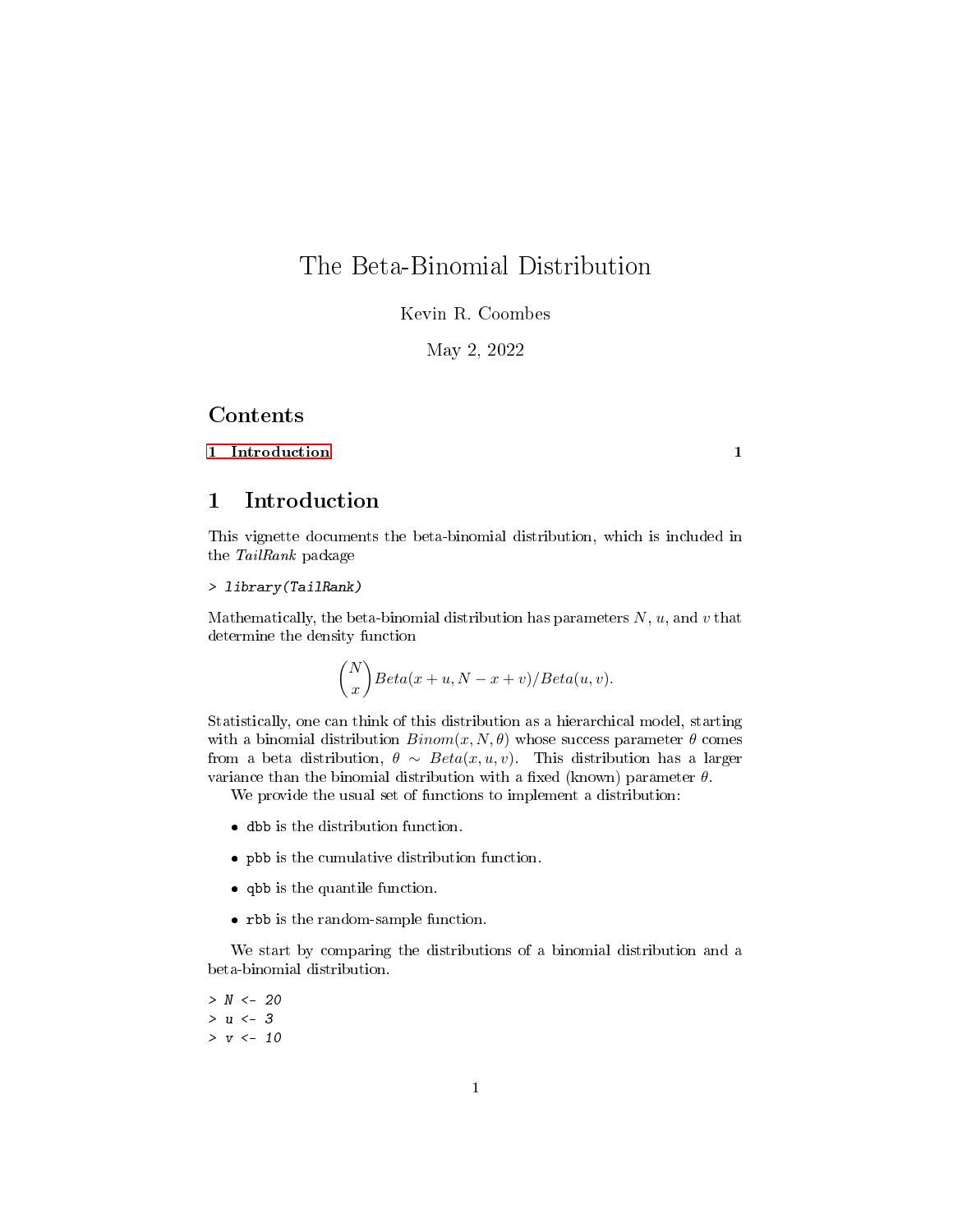# The Beta-Binomial Distribution

Kevin R. Coombes

May 2, 2022

## Contents

1 Introduction 1

## 1 Introduction

This vignette documents the beta-binomial distribution, which is included in the *TailRank* package

```
> library(TailRank)
```

Mathematically, the beta-binomial distribution has parameters $N$, $u$, and $v$ that determine the density function

$$\binom{N}{x} Beta(x + u, N - x + v)/Beta(u, v).$$

Statistically, one can think of this distribution as a hierarchical model, starting with a binomial distribution $Binom(x, N, \theta)$ whose success parameter $\theta$ comes from a beta distribution, $\theta \sim Beta(x, u, v)$. This distribution has a larger variance than the binomial distribution with a fixed (known) parameter $\theta$.

We provide the usual set of functions to implement a distribution:

- `dbb` is the distribution function.
- `pbb` is the cumulative distribution function.
- `qbb` is the quantile function.
- `rbb` is the random-sample function.

We start by comparing the distributions of a binomial distribution and a beta-binomial distribution.

```
> N <- 20
> u <- 3
> v <- 10
```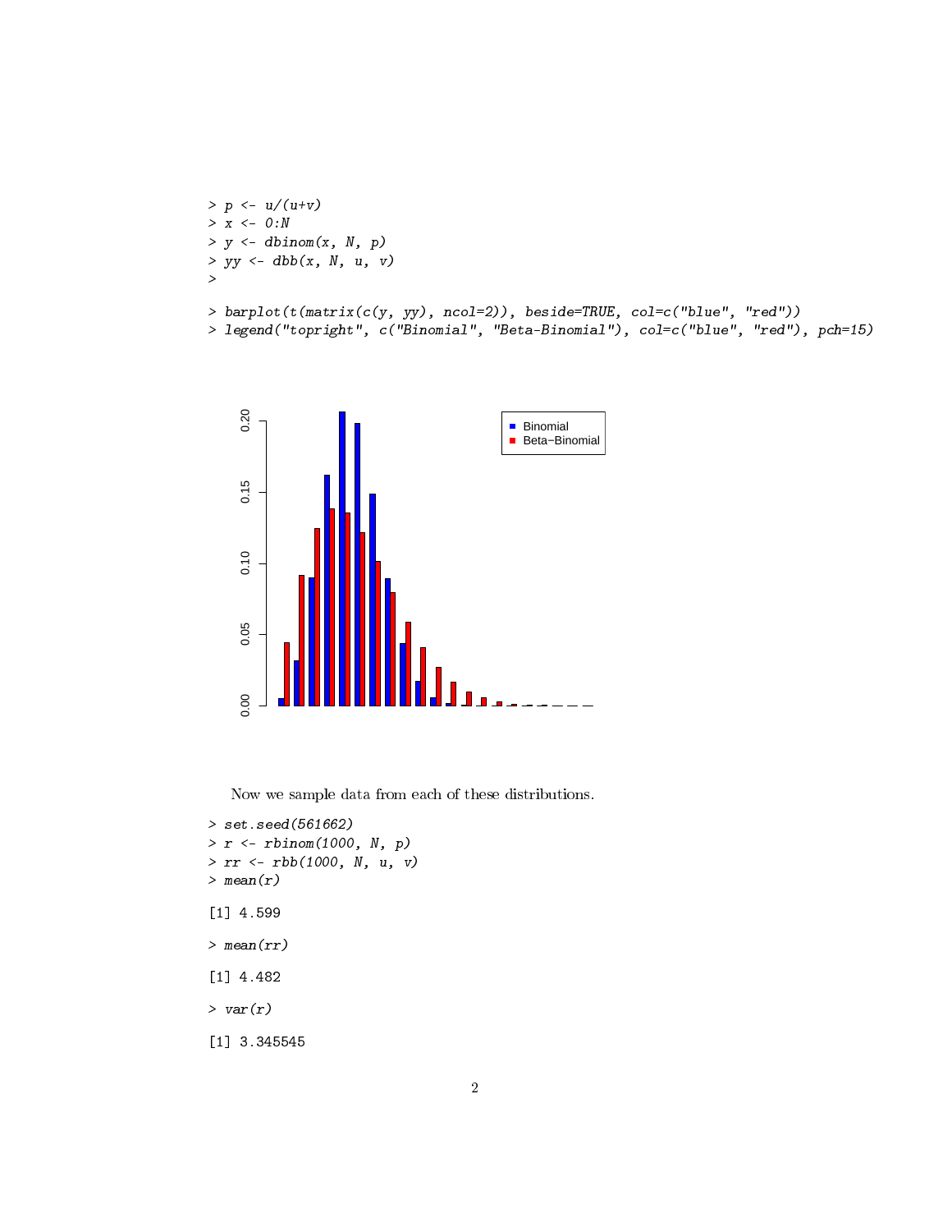```
> p <- u/(u+v)
> x <- 0:N
> y <- dbinom(x, N, p)
> yy <- dbb(x, N, u, v)
>
> barplot(t(matrix(c(y, yy), ncol=2)), beside=TRUE, col=c("blue", "red"))
> legend("topright", c("Binomial", "Beta-Binomial"), col=c("blue", "red"), pch=15)
```

Now we sample data from each of these distributions.

```
> set.seed(561662)
> r <- rbinom(1000, N, p)
> rr <- rbb(1000, N, u, v)
> mean(r)

[1] 4.599

> mean(rr)

[1] 4.482

> var(r)

[1] 3.345545
```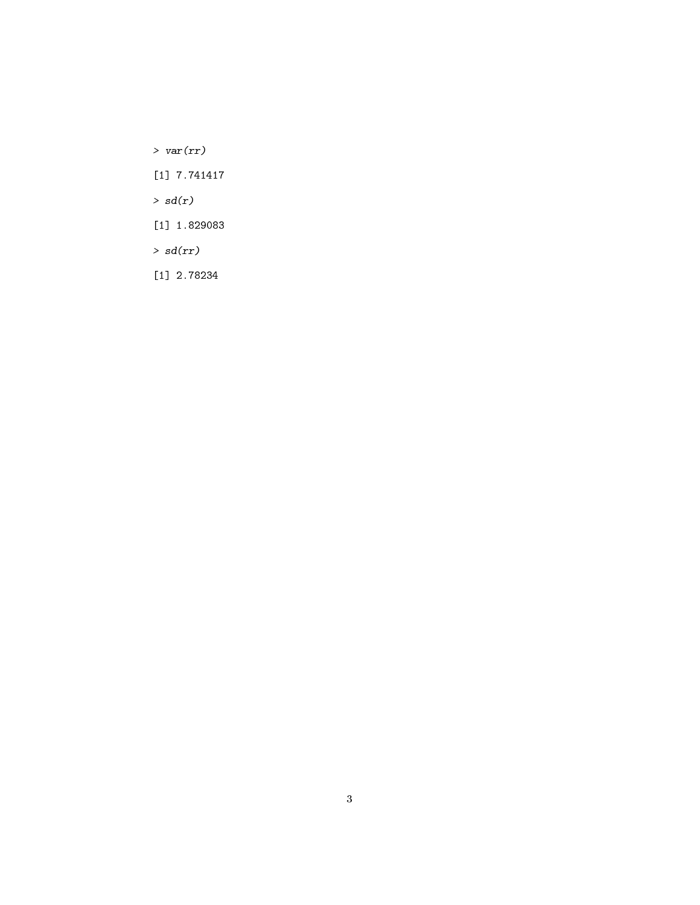```
> var(rr)
[1] 7.741417
> sd(r)
[1] 1.829083
> sd(rr)
[1] 2.78234
```